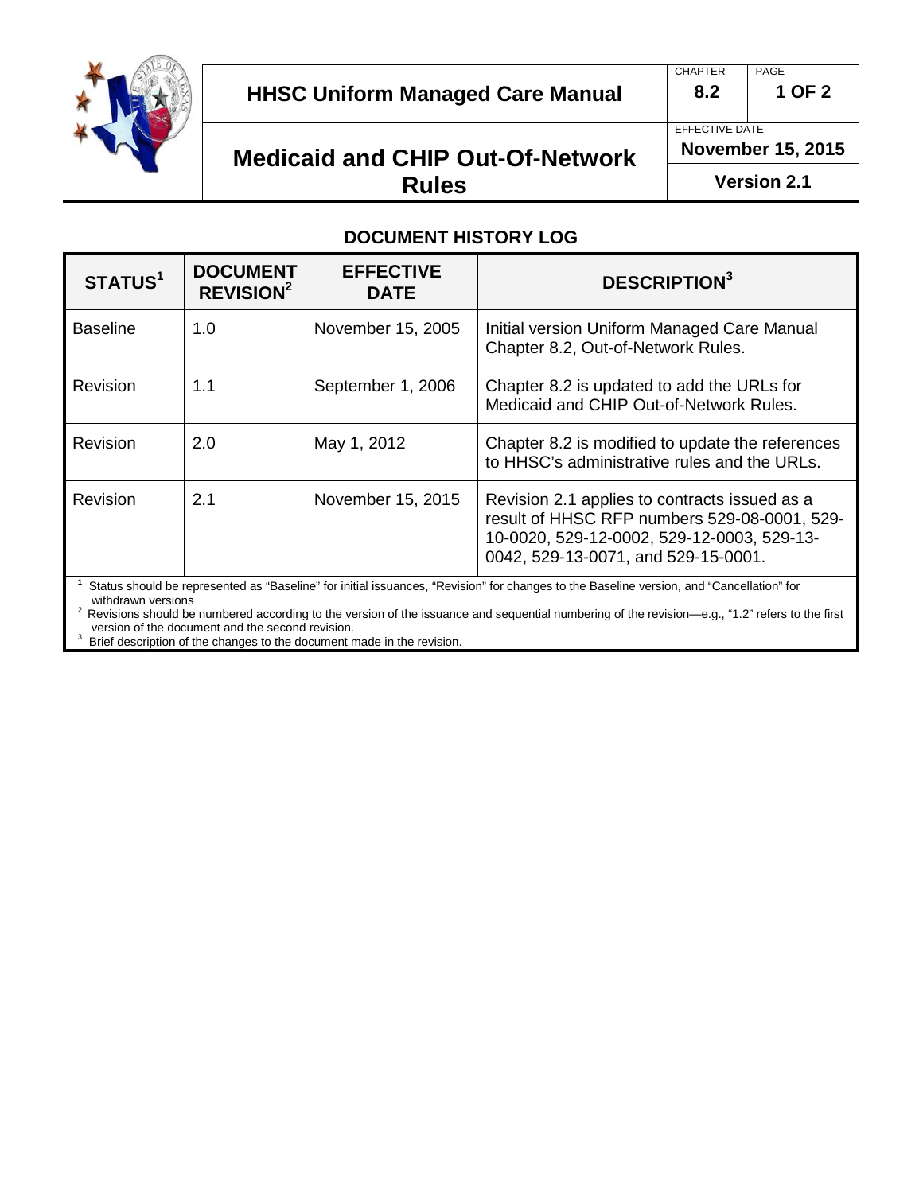# HHSC Uniform Managed Care Manual

| CHAPTER | PAGE |
|---|---|
| 8.2 | 1 OF 2 |

# Medicaid and CHIP Out-Of-Network Rules

EFFECTIVE DATE: November 15, 2015

Version 2.1

## DOCUMENT HISTORY LOG

| STATUS[1] | DOCUMENT REVISION[2] | EFFECTIVE DATE | DESCRIPTION[3] |
|---|---|---|---|
| Baseline | 1.0 | November 15, 2005 | Initial version Uniform Managed Care Manual Chapter 8.2, Out-of-Network Rules. |
| Revision | 1.1 | September 1, 2006 | Chapter 8.2 is updated to add the URLs for Medicaid and CHIP Out-of-Network Rules. |
| Revision | 2.0 | May 1, 2012 | Chapter 8.2 is modified to update the references to HHSC's administrative rules and the URLs. |
| Revision | 2.1 | November 15, 2015 | Revision 2.1 applies to contracts issued as a result of HHSC RFP numbers 529-08-0001, 529-10-0020, 529-12-0002, 529-12-0003, 529-13-0042, 529-13-0071, and 529-15-0001. |

[1] Status should be represented as "Baseline" for initial issuances, "Revision" for changes to the Baseline version, and "Cancellation" for withdrawn versions

[2] Revisions should be numbered according to the version of the issuance and sequential numbering of the revision—e.g., "1.2" refers to the first version of the document and the second revision.

[3] Brief description of the changes to the document made in the revision.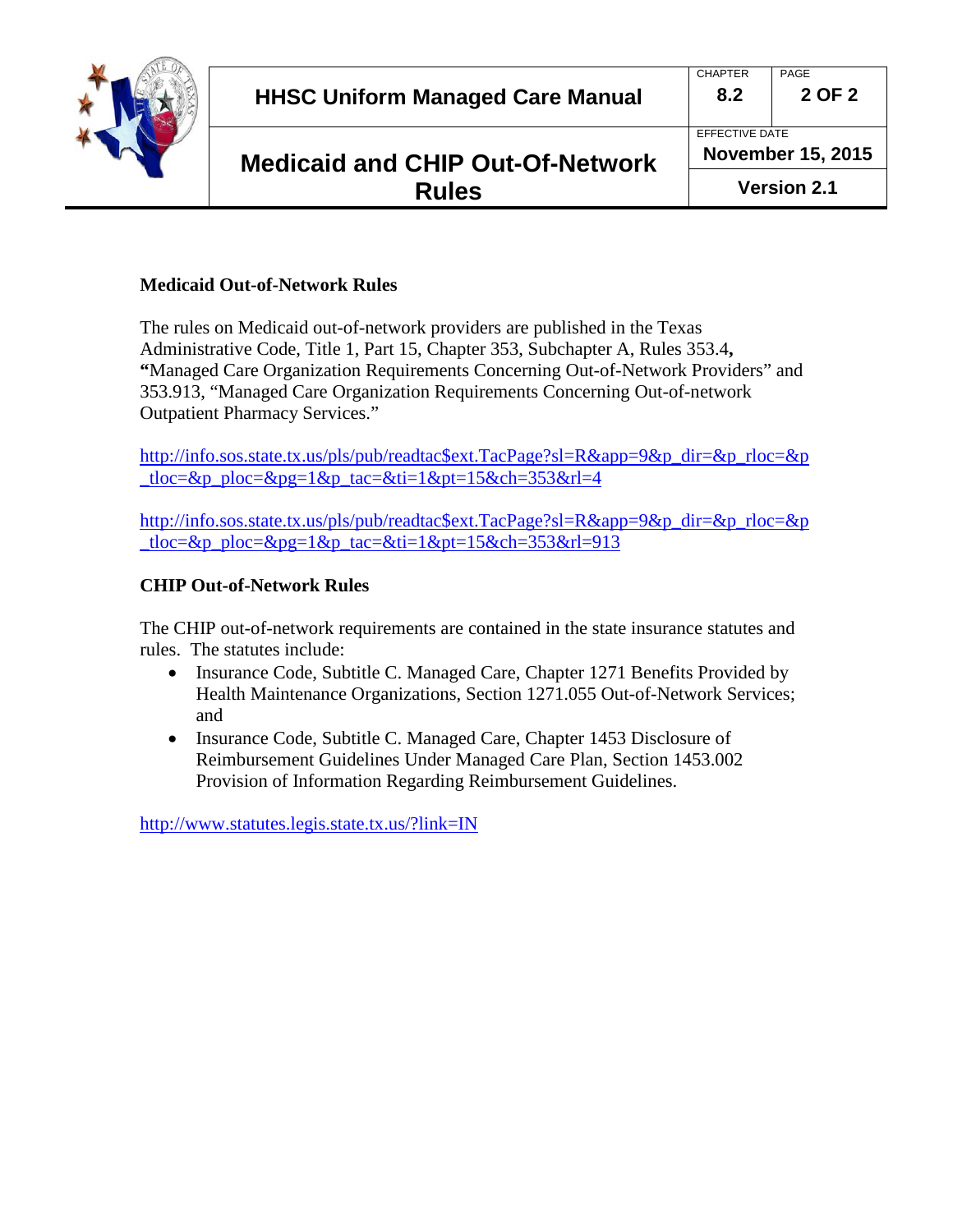**Medicaid Out-of-Network Rules**

The rules on Medicaid out-of-network providers are published in the Texas Administrative Code, Title 1, Part 15, Chapter 353, Subchapter A, Rules 353.4, "Managed Care Organization Requirements Concerning Out-of-Network Providers" and 353.913, "Managed Care Organization Requirements Concerning Out-of-network Outpatient Pharmacy Services."

http://info.sos.state.tx.us/pls/pub/readtac$ext.TacPage?sl=R&app=9&p_dir=&p_rloc=&p_tloc=&p_ploc=&pg=1&p_tac=&ti=1&pt=15&ch=353&rl=4

http://info.sos.state.tx.us/pls/pub/readtac$ext.TacPage?sl=R&app=9&p_dir=&p_rloc=&p_tloc=&p_ploc=&pg=1&p_tac=&ti=1&pt=15&ch=353&rl=913

**CHIP Out-of-Network Rules**

The CHIP out-of-network requirements are contained in the state insurance statutes and rules. The statutes include:

- Insurance Code, Subtitle C. Managed Care, Chapter 1271 Benefits Provided by Health Maintenance Organizations, Section 1271.055 Out-of-Network Services; and
- Insurance Code, Subtitle C. Managed Care, Chapter 1453 Disclosure of Reimbursement Guidelines Under Managed Care Plan, Section 1453.002 Provision of Information Regarding Reimbursement Guidelines.

http://www.statutes.legis.state.tx.us/?link=IN